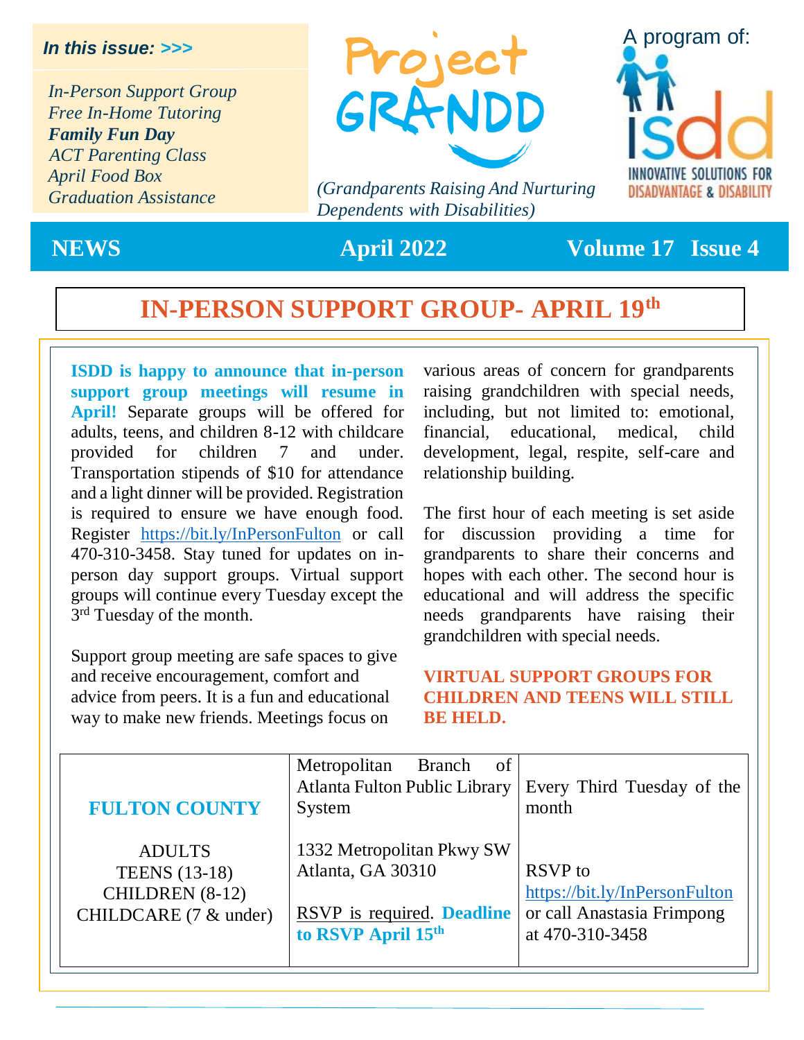***In this issue: >>>***

*In-Person Support Group*
*Free In-Home Tutoring*
***Family Fun Day***
*ACT Parenting Class*
*April Food Box*
*Graduation Assistance*

# Project GRANDD

*(Grandparents Raising And Nurturing Dependents with Disabilities)*

A program of: ISDD — INNOVATIVE SOLUTIONS FOR DISADVANTAGE & DISABILITY

**NEWS** **April 2022** **Volume 17 Issue 4**

## IN-PERSON SUPPORT GROUP- APRIL 19th

**ISDD is happy to announce that in-person support group meetings will resume in April!** Separate groups will be offered for adults, teens, and children 8-12 with childcare provided for children 7 and under. Transportation stipends of $10 for attendance and a light dinner will be provided. Registration is required to ensure we have enough food. Register https://bit.ly/InPersonFulton or call 470-310-3458. Stay tuned for updates on in-person day support groups. Virtual support groups will continue every Tuesday except the 3rd Tuesday of the month.

Support group meeting are safe spaces to give and receive encouragement, comfort and advice from peers. It is a fun and educational way to make new friends. Meetings focus on various areas of concern for grandparents raising grandchildren with special needs, including, but not limited to: emotional, financial, educational, medical, child development, legal, respite, self-care and relationship building.

The first hour of each meeting is set aside for discussion providing a time for grandparents to share their concerns and hopes with each other. The second hour is educational and will address the specific needs grandparents have raising their grandchildren with special needs.

**VIRTUAL SUPPORT GROUPS FOR CHILDREN AND TEENS WILL STILL BE HELD.**

| **FULTON COUNTY**<br><br>ADULTS<br>TEENS (13-18)<br>CHILDREN (8-12)<br>CHILDCARE (7 & under) | Metropolitan Branch of Atlanta Fulton Public Library System<br><br>1332 Metropolitan Pkwy SW Atlanta, GA 30310<br><br>RSVP is required. **Deadline to RSVP April 15th** | Every Third Tuesday of the month<br><br>RSVP to https://bit.ly/InPersonFulton or call Anastasia Frimpong at 470-310-3458 |
|---|---|---|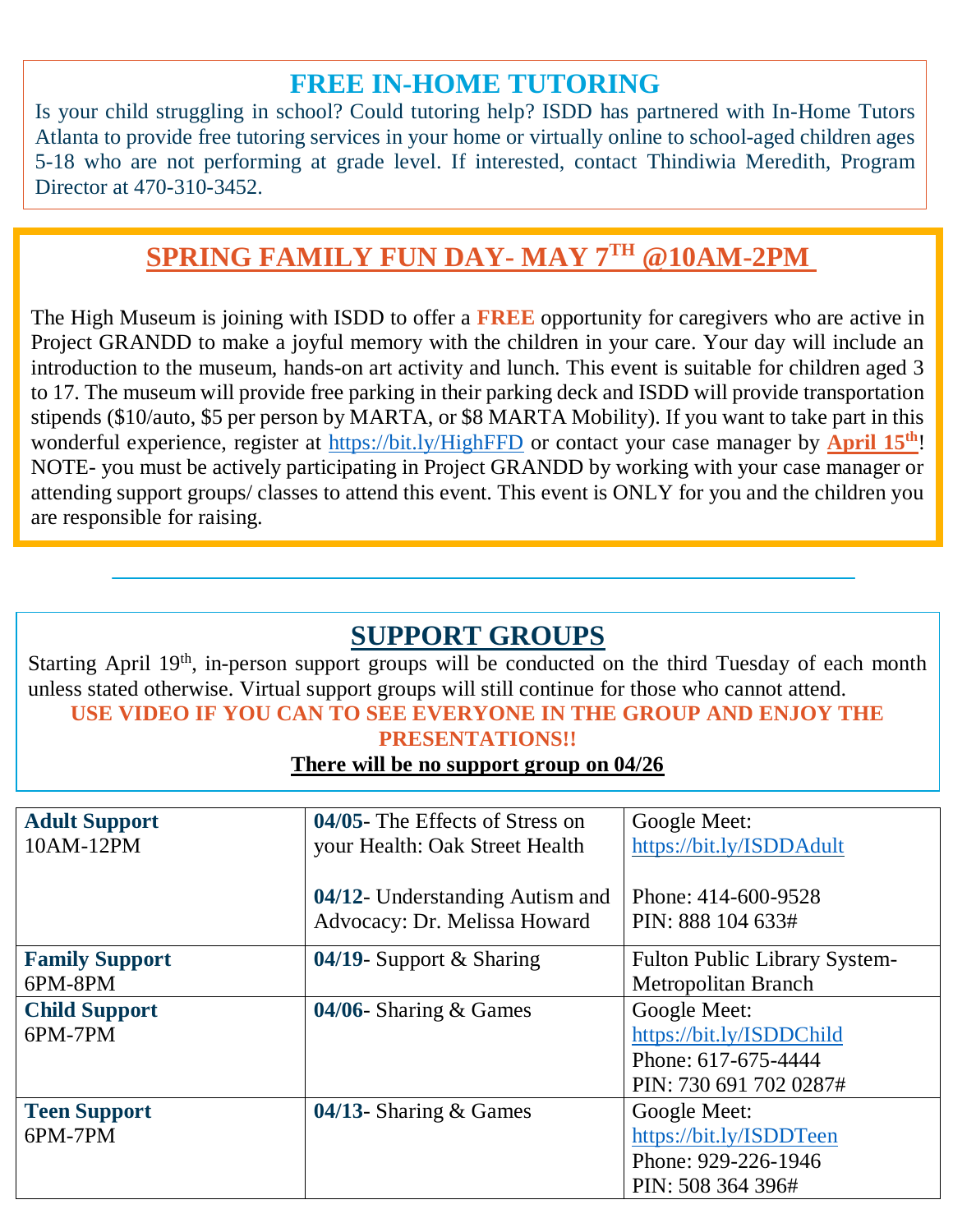## FREE IN-HOME TUTORING

Is your child struggling in school? Could tutoring help? ISDD has partnered with In-Home Tutors Atlanta to provide free tutoring services in your home or virtually online to school-aged children ages 5-18 who are not performing at grade level. If interested, contact Thindiwia Meredith, Program Director at 470-310-3452.

## SPRING FAMILY FUN DAY- MAY 7TH @10AM-2PM

The High Museum is joining with ISDD to offer a **FREE** opportunity for caregivers who are active in Project GRANDD to make a joyful memory with the children in your care. Your day will include an introduction to the museum, hands-on art activity and lunch. This event is suitable for children aged 3 to 17. The museum will provide free parking in their parking deck and ISDD will provide transportation stipends ($10/auto, $5 per person by MARTA, or $8 MARTA Mobility). If you want to take part in this wonderful experience, register at https://bit.ly/HighFFD or contact your case manager by **April 15th**! NOTE- you must be actively participating in Project GRANDD by working with your case manager or attending support groups/ classes to attend this event. This event is ONLY for you and the children you are responsible for raising.

---

## SUPPORT GROUPS

Starting April 19th, in-person support groups will be conducted on the third Tuesday of each month unless stated otherwise. Virtual support groups will still continue for those who cannot attend.

**USE VIDEO IF YOU CAN TO SEE EVERYONE IN THE GROUP AND ENJOY THE PRESENTATIONS!!**

**There will be no support group on 04/26**

| | | |
|---|---|---|
| **Adult Support** 10AM-12PM | **04/05**- The Effects of Stress on your Health: Oak Street Health<br><br>**04/12**- Understanding Autism and Advocacy: Dr. Melissa Howard | Google Meet: https://bit.ly/ISDDAdult<br><br>Phone: 414-600-9528<br>PIN: 888 104 633# |
| **Family Support** 6PM-8PM | **04/19**- Support & Sharing | Fulton Public Library System- Metropolitan Branch |
| **Child Support** 6PM-7PM | **04/06**- Sharing & Games | Google Meet: https://bit.ly/ISDDChild<br>Phone: 617-675-4444<br>PIN: 730 691 702 0287# |
| **Teen Support** 6PM-7PM | **04/13**- Sharing & Games | Google Meet: https://bit.ly/ISDDTeen<br>Phone: 929-226-1946<br>PIN: 508 364 396# |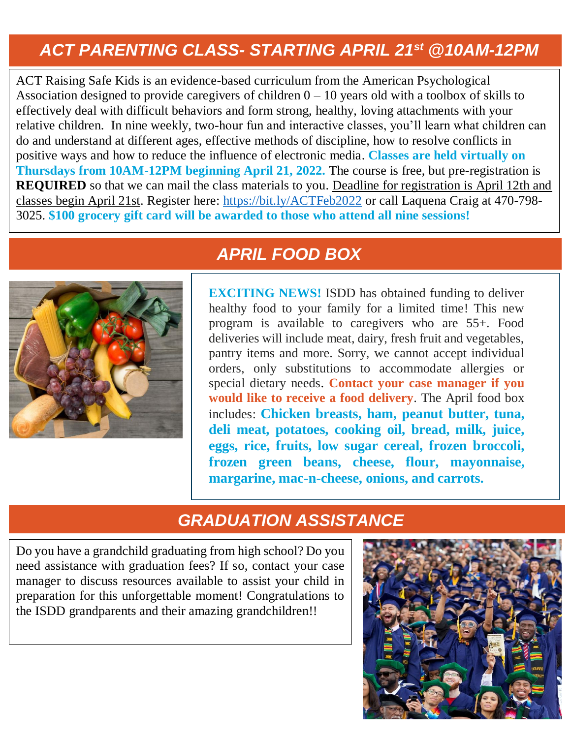## *ACT PARENTING CLASS- STARTING APRIL 21st @10AM-12PM*

ACT Raising Safe Kids is an evidence-based curriculum from the American Psychological Association designed to provide caregivers of children 0 – 10 years old with a toolbox of skills to effectively deal with difficult behaviors and form strong, healthy, loving attachments with your relative children. In nine weekly, two-hour fun and interactive classes, you'll learn what children can do and understand at different ages, effective methods of discipline, how to resolve conflicts in positive ways and how to reduce the influence of electronic media. **Classes are held virtually on Thursdays from 10AM-12PM beginning April 21, 2022.** The course is free, but pre-registration is **REQUIRED** so that we can mail the class materials to you. Deadline for registration is April 12th and classes begin April 21st. Register here: https://bit.ly/ACTFeb2022 or call Laquena Craig at 470-798-3025. **$100 grocery gift card will be awarded to those who attend all nine sessions!**

## *APRIL FOOD BOX*

**EXCITING NEWS!** ISDD has obtained funding to deliver healthy food to your family for a limited time! This new program is available to caregivers who are 55+. Food deliveries will include meat, dairy, fresh fruit and vegetables, pantry items and more. Sorry, we cannot accept individual orders, only substitutions to accommodate allergies or special dietary needs. **Contact your case manager if you would like to receive a food delivery**. The April food box includes: **Chicken breasts, ham, peanut butter, tuna, deli meat, potatoes, cooking oil, bread, milk, juice, eggs, rice, fruits, low sugar cereal, frozen broccoli, frozen green beans, cheese, flour, mayonnaise, margarine, mac-n-cheese, onions, and carrots.**

## *GRADUATION ASSISTANCE*

Do you have a grandchild graduating from high school? Do you need assistance with graduation fees? If so, contact your case manager to discuss resources available to assist your child in preparation for this unforgettable moment! Congratulations to the ISDD grandparents and their amazing grandchildren!!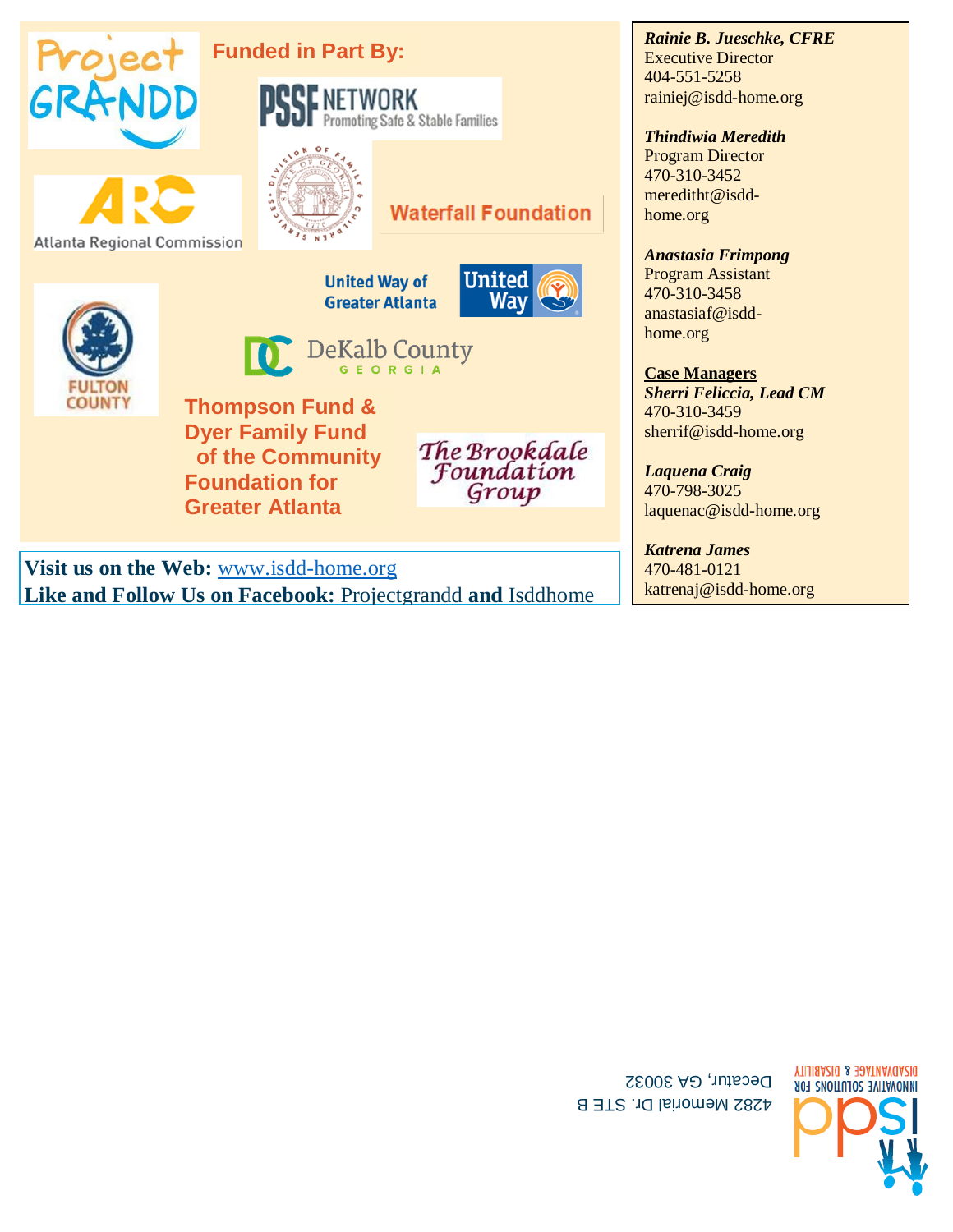**Funded in Part By:**

Project GRANDD

PSSF NETWORK Promoting Safe & Stable Families

Atlanta Regional Commission

Waterfall Foundation

United Way of Greater Atlanta

DeKalb County GEORGIA

Fulton County

**Thompson Fund & Dyer Family Fund of the Community Foundation for Greater Atlanta**

The Brookdale Foundation Group

**Visit us on the Web:** www.isdd-home.org
**Like and Follow Us on Facebook:** Projectgrandd **and** Isddhome

***Rainie B. Jueschke, CFRE***
Executive Director
404-551-5258
rainiej@isdd-home.org

***Thindiwia Meredith***
Program Director
470-310-3452
meredith@isdd-home.org

***Anastasia Frimpong***
Program Assistant
470-310-3458
anastasiaf@isdd-home.org

**Case Managers**

***Sherri Feliccia, Lead CM***
470-310-3459
sherrif@isdd-home.org

***Laquena Craig***
470-798-3025
laquenac@isdd-home.org

***Katrena James***
470-481-0121
katrenaj@isdd-home.org

isdd INNOVATIVE SOLUTIONS FOR DISADVANTAGE & DISABILITY

4282 Memorial Dr. STE B
Decatur, GA 30032